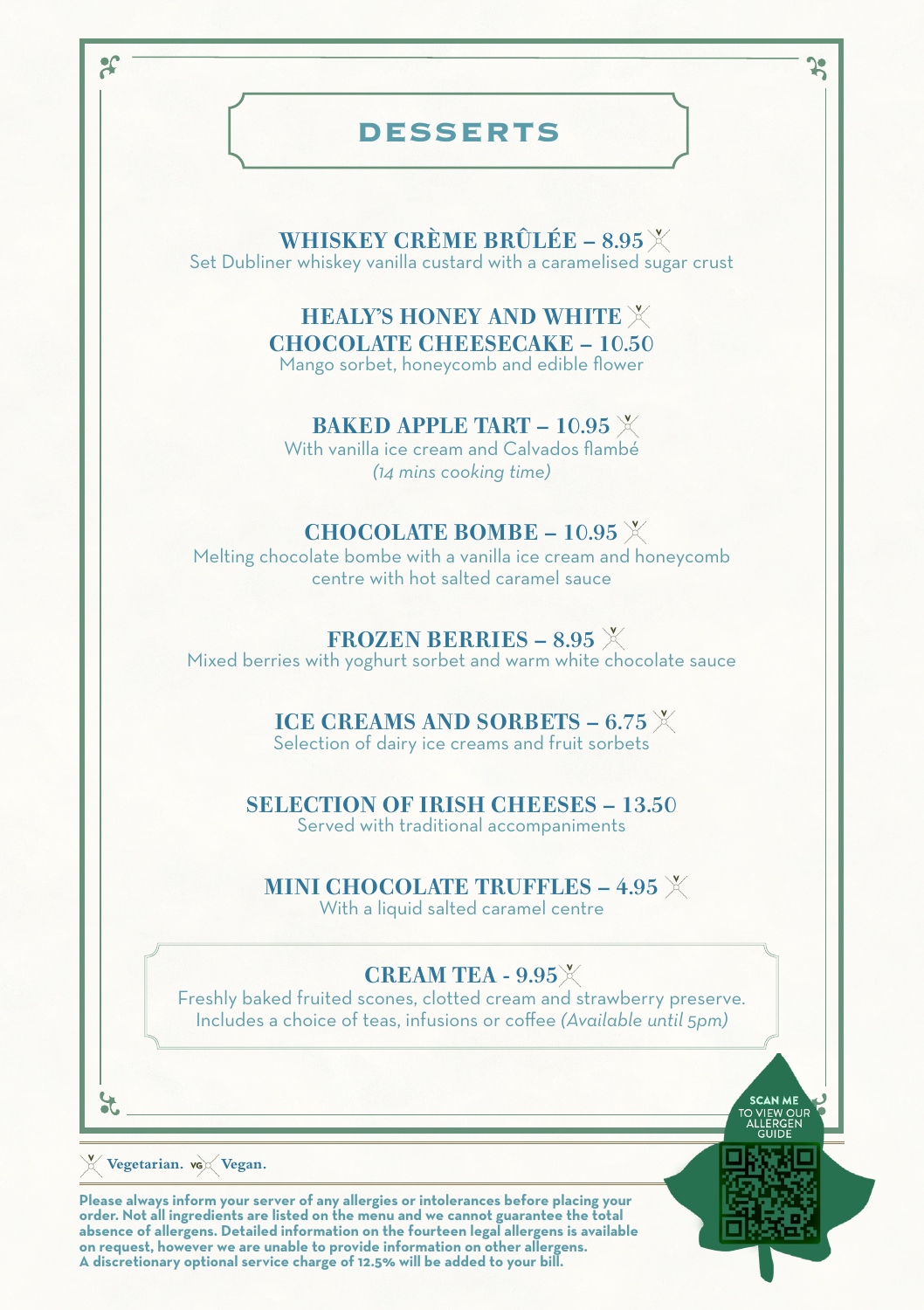# DESSERTS

### WHISKEY CRÈME BRÛLÉE – 8.95 (V)
Set Dubliner whiskey vanilla custard with a caramelised sugar crust

### HEALY'S HONEY AND WHITE (V) CHOCOLATE CHEESECAKE – 10.50
Mango sorbet, honeycomb and edible flower

### BAKED APPLE TART – 10.95 (V)
With vanilla ice cream and Calvados flambé
*(14 mins cooking time)*

### CHOCOLATE BOMBE – 10.95 (V)
Melting chocolate bombe with a vanilla ice cream and honeycomb centre with hot salted caramel sauce

### FROZEN BERRIES – 8.95 (V)
Mixed berries with yoghurt sorbet and warm white chocolate sauce

### ICE CREAMS AND SORBETS – 6.75 (V)
Selection of dairy ice creams and fruit sorbets

### SELECTION OF IRISH CHEESES – 13.50
Served with traditional accompaniments

### MINI CHOCOLATE TRUFFLES – 4.95 (V)
With a liquid salted caramel centre

### CREAM TEA - 9.95 (V)
Freshly baked fruited scones, clotted cream and strawberry preserve. Includes a choice of teas, infusions or coffee *(Available until 5pm)*

SCAN ME TO VIEW OUR ALLERGEN GUIDE

(V) **Vegetarian.** (VG) **Vegan.**

**Please always inform your server of any allergies or intolerances before placing your order. Not all ingredients are listed on the menu and we cannot guarantee the total absence of allergens. Detailed information on the fourteen legal allergens is available on request, however we are unable to provide information on other allergens.**
**A discretionary optional service charge of 12.5% will be added to your bill.**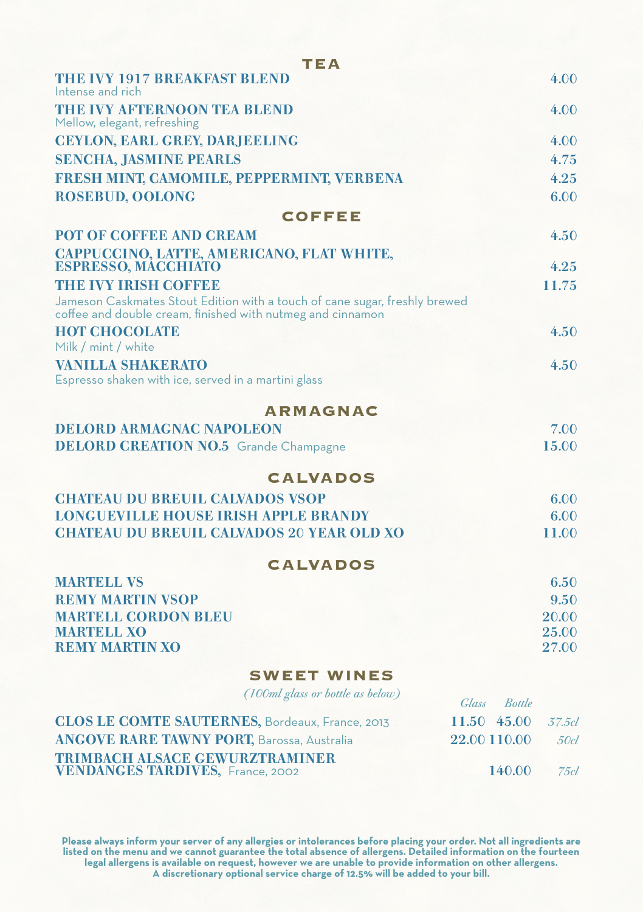## TEA

**THE IVY 1917 BREAKFAST BLEND** 4.00
Intense and rich

**THE IVY AFTERNOON TEA BLEND** 4.00
Mellow, elegant, refreshing

**CEYLON, EARL GREY, DARJEELING** 4.00

**SENCHA, JASMINE PEARLS** 4.75

**FRESH MINT, CAMOMILE, PEPPERMINT, VERBENA** 4.25

**ROSEBUD, OOLONG** 6.00

## COFFEE

**POT OF COFFEE AND CREAM** 4.50

**CAPPUCCINO, LATTE, AMERICANO, FLAT WHITE, ESPRESSO, MACCHIATO** 4.25

**THE IVY IRISH COFFEE** 11.75
Jameson Caskmates Stout Edition with a touch of cane sugar, freshly brewed coffee and double cream, finished with nutmeg and cinnamon

**HOT CHOCOLATE** 4.50
Milk / mint / white

**VANILLA SHAKERATO** 4.50
Espresso shaken with ice, served in a martini glass

## ARMAGNAC

**DELORD ARMAGNAC NAPOLEON** 7.00

**DELORD CREATION NO.5** Grande Champagne 15.00

## CALVADOS

**CHATEAU DU BREUIL CALVADOS VSOP** 6.00

**LONGUEVILLE HOUSE IRISH APPLE BRANDY** 6.00

**CHATEAU DU BREUIL CALVADOS 20 YEAR OLD XO** 11.00

## CALVADOS

**MARTELL VS** 6.50

**REMY MARTIN VSOP** 9.50

**MARTELL CORDON BLEU** 20.00

**MARTELL XO** 25.00

**REMY MARTIN XO** 27.00

## SWEET WINES

*(100ml glass or bottle as below)*

| | *Glass* | *Bottle* | |
|---|---|---|---|
| **CLOS LE COMTE SAUTERNES,** Bordeaux, France, 2013 | 11.50 | 45.00 | *37.5cl* |
| **ANGOVE RARE TAWNY PORT,** Barossa, Australia | 22.00 | 110.00 | *50cl* |
| **TRIMBACH ALSACE GEWURZTRAMINER VENDANGES TARDIVES,** France, 2002 | | 140.00 | *75cl* |

**Please always inform your server of any allergies or intolerances before placing your order. Not all ingredients are listed on the menu and we cannot guarantee the total absence of allergens. Detailed information on the fourteen legal allergens is available on request, however we are unable to provide information on other allergens. A discretionary optional service charge of 12.5% will be added to your bill.**